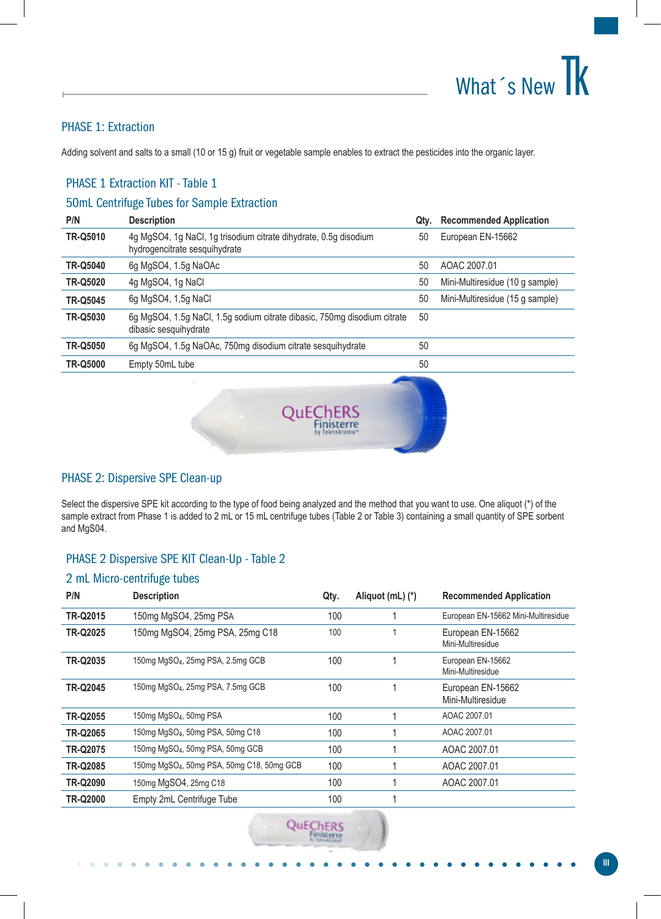## PHASE 1: Extraction

Adding solvent and salts to a small (10 or 15 g) fruit or vegetable sample enables to extract the pesticides into the organic layer.

### PHASE 1 Extraction KIT - Table 1

### 50mL Centrifuge Tubes for Sample Extraction

| P/N | Description | Qty. | Recommended Application |
|---|---|---|---|
| **TR-Q5010** | 4g MgSO4, 1g NaCl, 1g trisodium citrate dihydrate, 0.5g disodium hydrogencitrate sesquihydrate | 50 | European EN-15662 |
| **TR-Q5040** | 6g MgSO4, 1.5g NaOAc | 50 | AOAC 2007.01 |
| **TR-Q5020** | 4g MgSO4, 1g NaCl | 50 | Mini-Multiresidue (10 g sample) |
| **TR-Q5045** | 6g MgSO4, 1,5g NaCl | 50 | Mini-Multiresidue (15 g sample) |
| **TR-Q5030** | 6g MgSO4, 1.5g NaCl, 1.5g sodium citrate dibasic, 750mg disodium citrate dibasic sesquihydrate | 50 | |
| **TR-Q5050** | 6g MgSO4, 1.5g NaOAc, 750mg disodium citrate sesquihydrate | 50 | |
| **TR-Q5000** | Empty 50mL tube | 50 | |

## PHASE 2: Dispersive SPE Clean-up

Select the dispersive SPE kit according to the type of food being analyzed and the method that you want to use. One aliquot (*) of the sample extract from Phase 1 is added to 2 mL or 15 mL centrifuge tubes (Table 2 or Table 3) containing a small quantity of SPE sorbent and MgS04.

### PHASE 2 Dispersive SPE KIT Clean-Up - Table 2

### 2 mL Micro-centrifuge tubes

| P/N | Description | Qty. | Aliquot (mL) (*) | Recommended Application |
|---|---|---|---|---|
| **TR-Q2015** | 150mg MgSO4, 25mg PSA | 100 | 1 | European EN-15662 Mini-Multiresidue |
| **TR-Q2025** | 150mg MgSO4, 25mg PSA, 25mg C18 | 100 | 1 | European EN-15662 Mini-Multiresidue |
| **TR-Q2035** | 150mg $MgSO_4$, 25mg PSA, 2.5mg GCB | 100 | 1 | European EN-15662 Mini-Multiresidue |
| **TR-Q2045** | 150mg $MgSO_4$, 25mg PSA, 7.5mg GCB | 100 | 1 | European EN-15662 Mini-Multiresidue |
| **TR-Q2055** | 150mg $MgSO_4$, 50mg PSA | 100 | 1 | AOAC 2007.01 |
| **TR-Q2065** | 150mg $MgSO_4$, 50mg PSA, 50mg C18 | 100 | 1 | AOAC 2007.01 |
| **TR-Q2075** | 150mg $MgSO_4$, 50mg PSA, 50mg GCB | 100 | 1 | AOAC 2007.01 |
| **TR-Q2085** | 150mg $MgSO_4$, 50mg PSA, 50mg C18, 50mg GCB | 100 | 1 | AOAC 2007.01 |
| **TR-Q2090** | 150mg MgSO4, 25mg C18 | 100 | 1 | AOAC 2007.01 |
| **TR-Q2000** | Empty 2mL Centrifuge Tube | 100 | 1 | |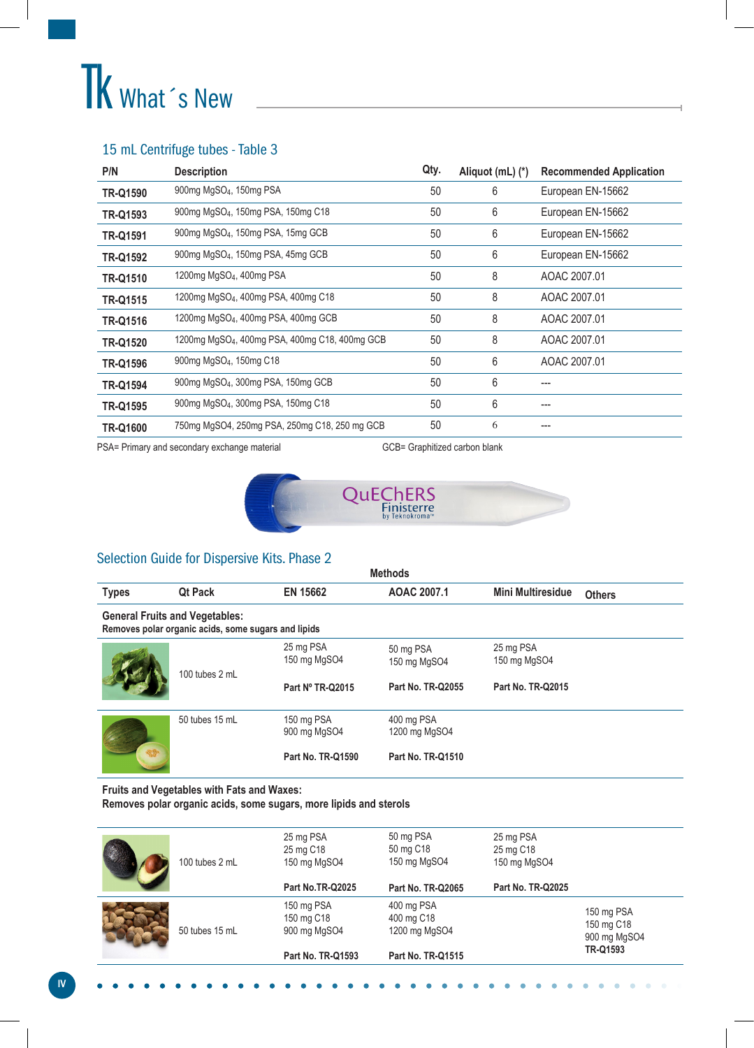# What´s New

## 15 mL Centrifuge tubes - Table 3

| P/N | Description | Qty. | Aliquot (mL) (*) | Recommended Application |
|---|---|---|---|---|
| **TR-Q1590** | 900mg $MgSO_4$, 150mg PSA | 50 | 6 | European EN-15662 |
| **TR-Q1593** | 900mg $MgSO_4$, 150mg PSA, 150mg C18 | 50 | 6 | European EN-15662 |
| **TR-Q1591** | 900mg $MgSO_4$, 150mg PSA, 15mg GCB | 50 | 6 | European EN-15662 |
| **TR-Q1592** | 900mg $MgSO_4$, 150mg PSA, 45mg GCB | 50 | 6 | European EN-15662 |
| **TR-Q1510** | 1200mg $MgSO_4$, 400mg PSA | 50 | 8 | AOAC 2007.01 |
| **TR-Q1515** | 1200mg $MgSO_4$, 400mg PSA, 400mg C18 | 50 | 8 | AOAC 2007.01 |
| **TR-Q1516** | 1200mg $MgSO_4$, 400mg PSA, 400mg GCB | 50 | 8 | AOAC 2007.01 |
| **TR-Q1520** | 1200mg $MgSO_4$, 400mg PSA, 400mg C18, 400mg GCB | 50 | 8 | AOAC 2007.01 |
| **TR-Q1596** | 900mg $MgSO_4$, 150mg C18 | 50 | 6 | AOAC 2007.01 |
| **TR-Q1594** | 900mg $MgSO_4$, 300mg PSA, 150mg GCB | 50 | 6 | --- |
| **TR-Q1595** | 900mg $MgSO_4$, 300mg PSA, 150mg C18 | 50 | 6 | --- |
| **TR-Q1600** | 750mg MgSO4, 250mg PSA, 250mg C18, 250 mg GCB | 50 | 6 | --- |

PSA= Primary and secondary exchange material    GCB= Graphitized carbon blank

## Selection Guide for Dispersive Kits. Phase 2

| Types | Qt Pack | EN 15662 | AOAC 2007.1 | Mini Multiresidue | Others |
|---|---|---|---|---|---|
| **General Fruits and Vegetables:** Removes polar organic acids, some sugars and lipids | | | | | |
| | 100 tubes 2 mL | 25 mg PSA<br>150 mg MgSO4<br>**Part Nº TR-Q2015** | 50 mg PSA<br>150 mg MgSO4<br>**Part No. TR-Q2055** | 25 mg PSA<br>150 mg MgSO4<br>**Part No. TR-Q2015** | |
| | 50 tubes 15 mL | 150 mg PSA<br>900 mg MgSO4<br>**Part No. TR-Q1590** | 400 mg PSA<br>1200 mg MgSO4<br>**Part No. TR-Q1510** | | |
| **Fruits and Vegetables with Fats and Waxes:** Removes polar organic acids, some sugars, more lipids and sterols | | | | | |
| | 100 tubes 2 mL | 25 mg PSA<br>25 mg C18<br>150 mg MgSO4<br>**Part No.TR-Q2025** | 50 mg PSA<br>50 mg C18<br>150 mg MgSO4<br>**Part No. TR-Q2065** | 25 mg PSA<br>25 mg C18<br>150 mg MgSO4<br>**Part No. TR-Q2025** | |
| | 50 tubes 15 mL | 150 mg PSA<br>150 mg C18<br>900 mg MgSO4<br>**Part No. TR-Q1593** | 400 mg PSA<br>400 mg C18<br>1200 mg MgSO4<br>**Part No. TR-Q1515** | | 150 mg PSA<br>150 mg C18<br>900 mg MgSO4<br>**TR-Q1593** |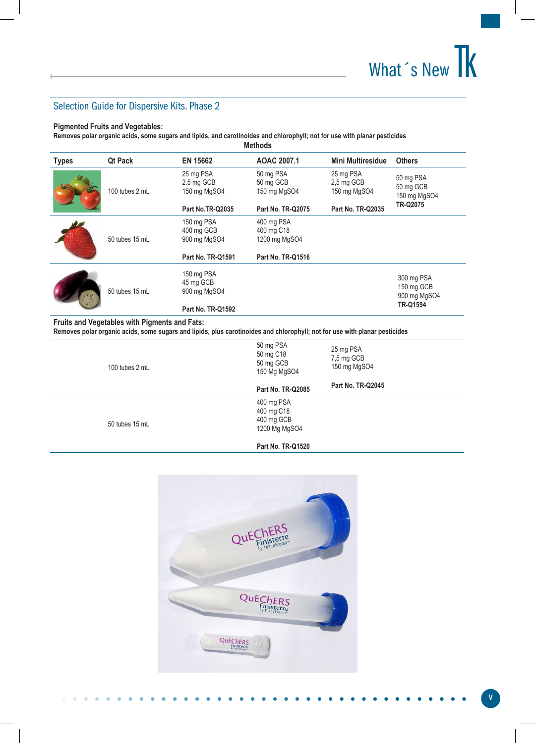What´s New Tk

## Selection Guide for Dispersive Kits. Phase 2

**Pigmented Fruits and Vegetables:**
**Removes polar organic acids, some sugars and lipids, and carotinoides and chlorophyll; not for use with planar pesticides**

| Types | Qt Pack | EN 15662 | AOAC 2007.1 | Mini Multiresidue | Others |
|---|---|---|---|---|---|
| | | **Methods** | | | |
| | 100 tubes 2 mL | 25 mg PSA<br>2.5 mg GCB<br>150 mg MgSO4<br>**Part No.TR-Q2035** | 50 mg PSA<br>50 mg GCB<br>150 mg MgSO4<br>**Part No. TR-Q2075** | 25 mg PSA<br>2,5 mg GCB<br>150 mg MgSO4<br>**Part No. TR-Q2035** | 50 mg PSA<br>50 mg GCB<br>150 mg MgSO4<br>**TR-Q2075** |
| | 50 tubes 15 mL | 150 mg PSA<br>400 mg GCB<br>900 mg MgSO4<br>**Part No. TR-Q1591** | 400 mg PSA<br>400 mg C18<br>1200 mg MgSO4<br>**Part No. TR-Q1516** | | |
| | 50 tubes 15 mL | 150 mg PSA<br>45 mg GCB<br>900 mg MgSO4<br>**Part No. TR-Q1592** | | | 300 mg PSA<br>150 mg GCB<br>900 mg MgSO4<br>**TR-Q1594** |

**Fruits and Vegetables with Pigments and Fats:**
**Removes polar organic acids, some sugars and lipids, plus carotinoides and chlorophyll; not for use with planar pesticides**

| Types | Qt Pack | EN 15662 | AOAC 2007.1 | Mini Multiresidue | Others |
|---|---|---|---|---|---|
| | 100 tubes 2 mL | | 50 mg PSA<br>50 mg C18<br>50 mg GCB<br>150 Mg MgSO4<br>**Part No. TR-Q2085** | 25 mg PSA<br>7,5 mg GCB<br>150 mg MgSO4<br>**Part No. TR-Q2045** | |
| | 50 tubes 15 mL | | 400 mg PSA<br>400 mg C18<br>400 mg GCB<br>1200 Mg MgSO4<br>**Part No. TR-Q1520** | | |